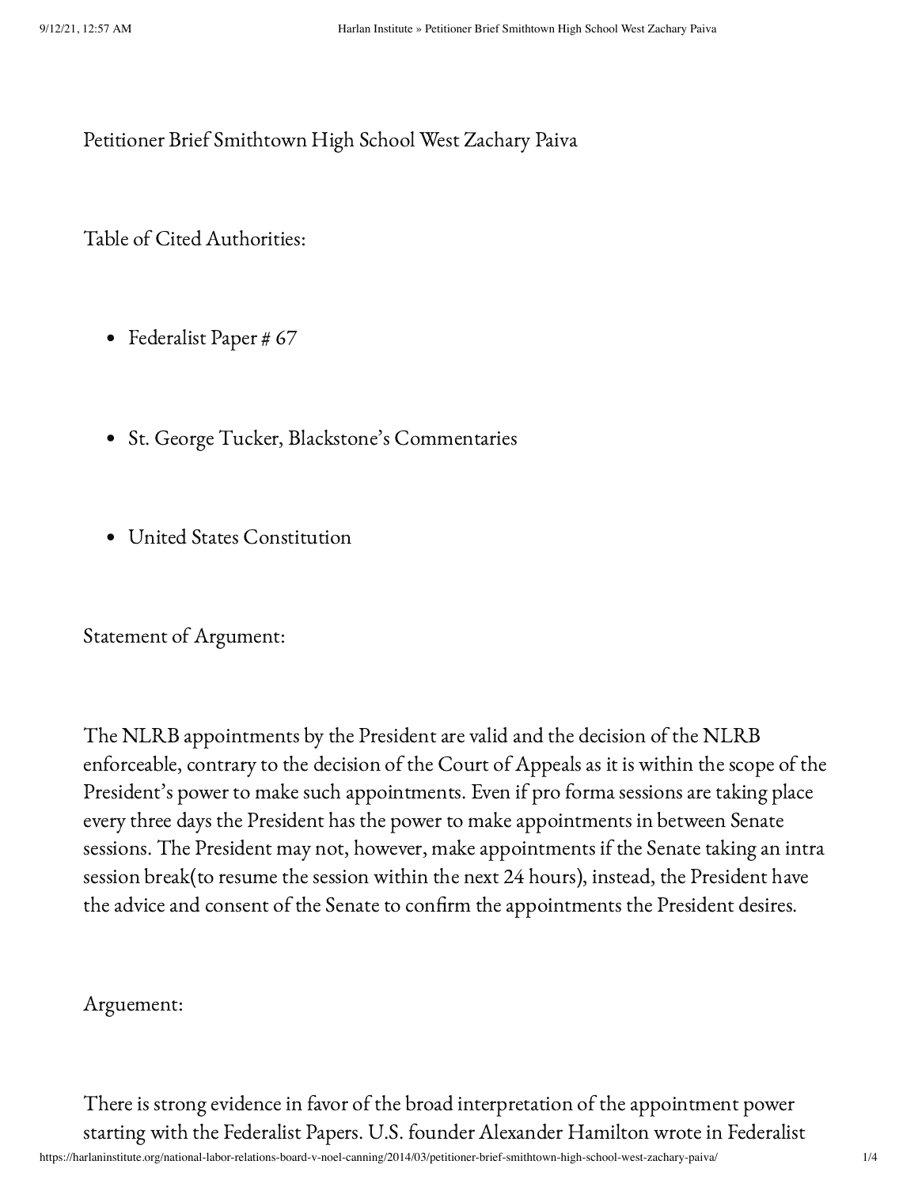# Petitioner Brief Smithtown High School West Zachary Paiva

## Table of Cited Authorities:

- Federalist Paper # 67
- St. George Tucker, Blackstone's Commentaries
- United States Constitution

## Statement of Argument:

The NLRB appointments by the President are valid and the decision of the NLRB enforceable, contrary to the decision of the Court of Appeals as it is within the scope of the President's power to make such appointments. Even if pro forma sessions are taking place every three days the President has the power to make appointments in between Senate sessions. The President may not, however, make appointments if the Senate taking an intra session break(to resume the session within the next 24 hours), instead, the President have the advice and consent of the Senate to confirm the appointments the President desires.

## Arguement:

There is strong evidence in favor of the broad interpretation of the appointment power starting with the Federalist Papers. U.S. founder Alexander Hamilton wrote in Federalist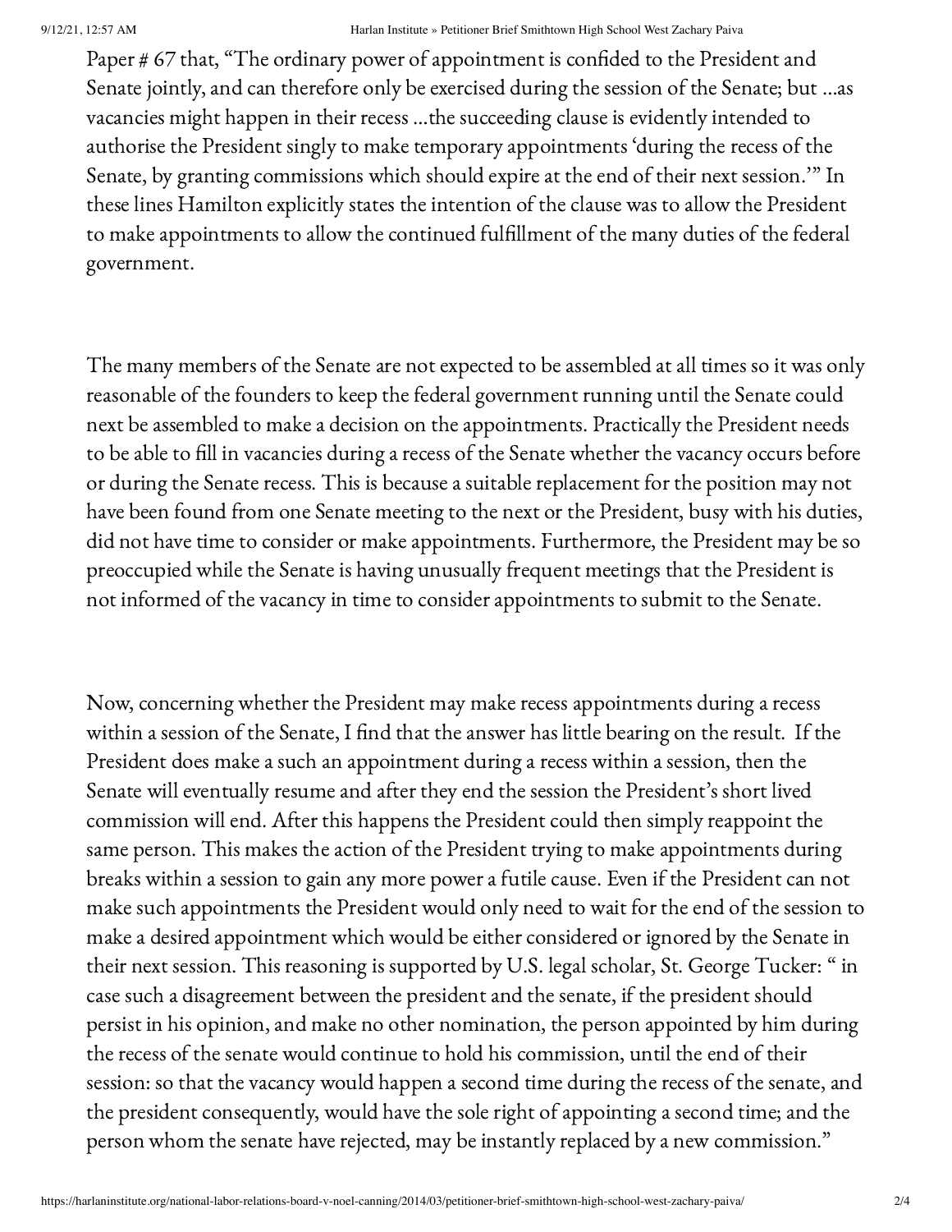Paper # 67 that, "The ordinary power of appointment is confided to the President and Senate jointly, and can therefore only be exercised during the session of the Senate; but …as vacancies might happen in their recess …the succeeding clause is evidently intended to authorise the President singly to make temporary appointments 'during the recess of the Senate, by granting commissions which should expire at the end of their next session.'" In these lines Hamilton explicitly states the intention of the clause was to allow the President to make appointments to allow the continued fulfillment of the many duties of the federal government.

The many members of the Senate are not expected to be assembled at all times so it was only reasonable of the founders to keep the federal government running until the Senate could next be assembled to make a decision on the appointments. Practically the President needs to be able to fill in vacancies during a recess of the Senate whether the vacancy occurs before or during the Senate recess. This is because a suitable replacement for the position may not have been found from one Senate meeting to the next or the President, busy with his duties, did not have time to consider or make appointments. Furthermore, the President may be so preoccupied while the Senate is having unusually frequent meetings that the President is not informed of the vacancy in time to consider appointments to submit to the Senate.

Now, concerning whether the President may make recess appointments during a recess within a session of the Senate, I find that the answer has little bearing on the result. If the President does make a such an appointment during a recess within a session, then the Senate will eventually resume and after they end the session the President's short lived commission will end. After this happens the President could then simply reappoint the same person. This makes the action of the President trying to make appointments during breaks within a session to gain any more power a futile cause. Even if the President can not make such appointments the President would only need to wait for the end of the session to make a desired appointment which would be either considered or ignored by the Senate in their next session. This reasoning is supported by U.S. legal scholar, St. George Tucker: " in case such a disagreement between the president and the senate, if the president should persist in his opinion, and make no other nomination, the person appointed by him during the recess of the senate would continue to hold his commission, until the end of their session: so that the vacancy would happen a second time during the recess of the senate, and the president consequently, would have the sole right of appointing a second time; and the person whom the senate have rejected, may be instantly replaced by a new commission."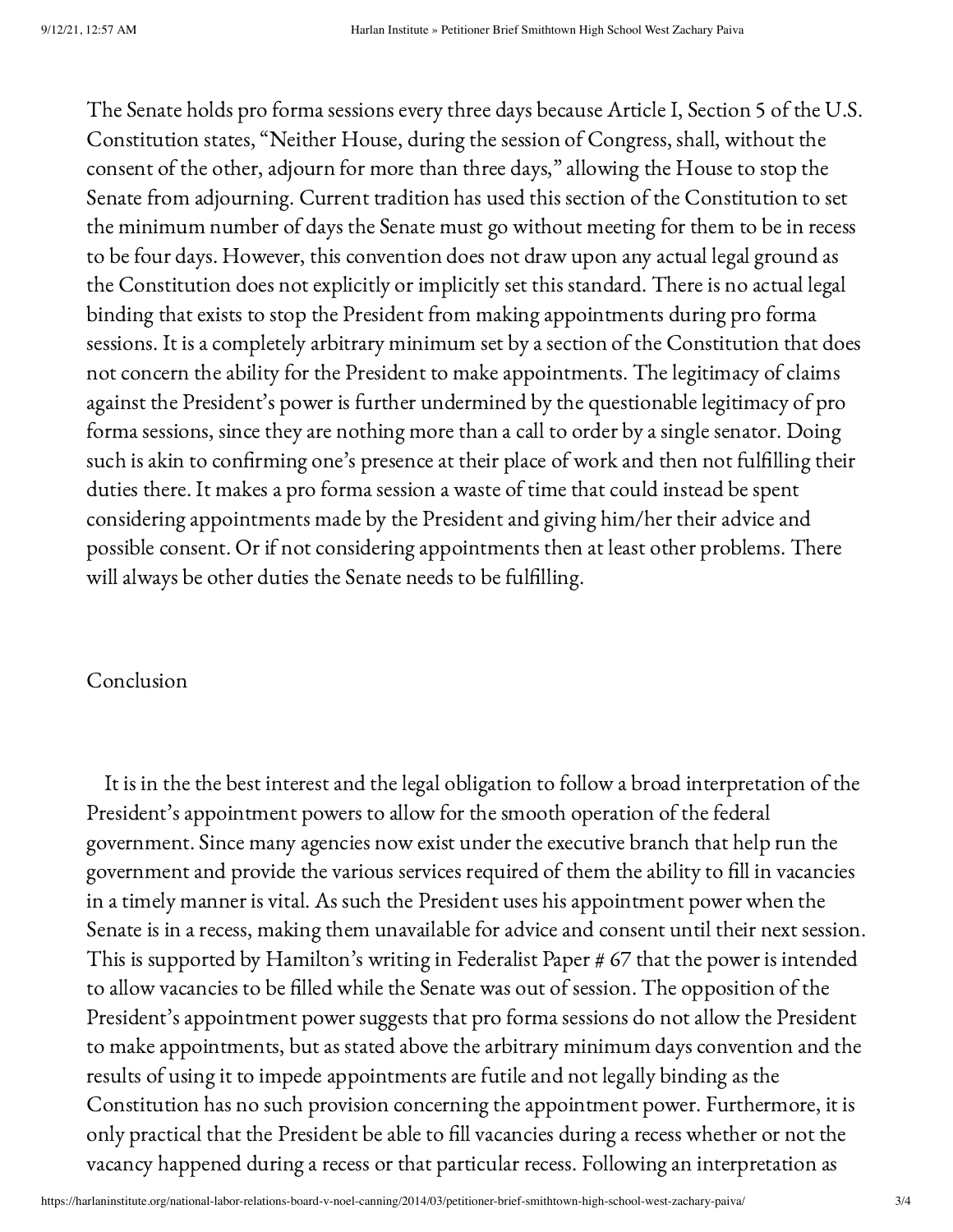The Senate holds pro forma sessions every three days because Article I, Section 5 of the U.S. Constitution states, "Neither House, during the session of Congress, shall, without the consent of the other, adjourn for more than three days," allowing the House to stop the Senate from adjourning. Current tradition has used this section of the Constitution to set the minimum number of days the Senate must go without meeting for them to be in recess to be four days. However, this convention does not draw upon any actual legal ground as the Constitution does not explicitly or implicitly set this standard. There is no actual legal binding that exists to stop the President from making appointments during pro forma sessions. It is a completely arbitrary minimum set by a section of the Constitution that does not concern the ability for the President to make appointments. The legitimacy of claims against the President's power is further undermined by the questionable legitimacy of pro forma sessions, since they are nothing more than a call to order by a single senator. Doing such is akin to confirming one's presence at their place of work and then not fulfilling their duties there. It makes a pro forma session a waste of time that could instead be spent considering appointments made by the President and giving him/her their advice and possible consent. Or if not considering appointments then at least other problems. There will always be other duties the Senate needs to be fulfilling.

Conclusion

It is in the the best interest and the legal obligation to follow a broad interpretation of the President's appointment powers to allow for the smooth operation of the federal government. Since many agencies now exist under the executive branch that help run the government and provide the various services required of them the ability to fill in vacancies in a timely manner is vital. As such the President uses his appointment power when the Senate is in a recess, making them unavailable for advice and consent until their next session. This is supported by Hamilton's writing in Federalist Paper # 67 that the power is intended to allow vacancies to be filled while the Senate was out of session. The opposition of the President's appointment power suggests that pro forma sessions do not allow the President to make appointments, but as stated above the arbitrary minimum days convention and the results of using it to impede appointments are futile and not legally binding as the Constitution has no such provision concerning the appointment power. Furthermore, it is only practical that the President be able to fill vacancies during a recess whether or not the vacancy happened during a recess or that particular recess. Following an interpretation as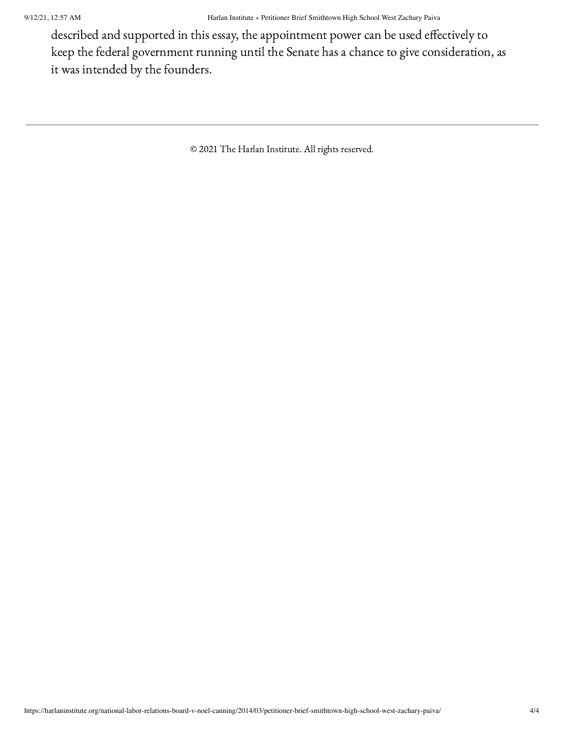described and supported in this essay, the appointment power can be used effectively to keep the federal government running until the Senate has a chance to give consideration, as it was intended by the founders.

---

© 2021 The Harlan Institute. All rights reserved.